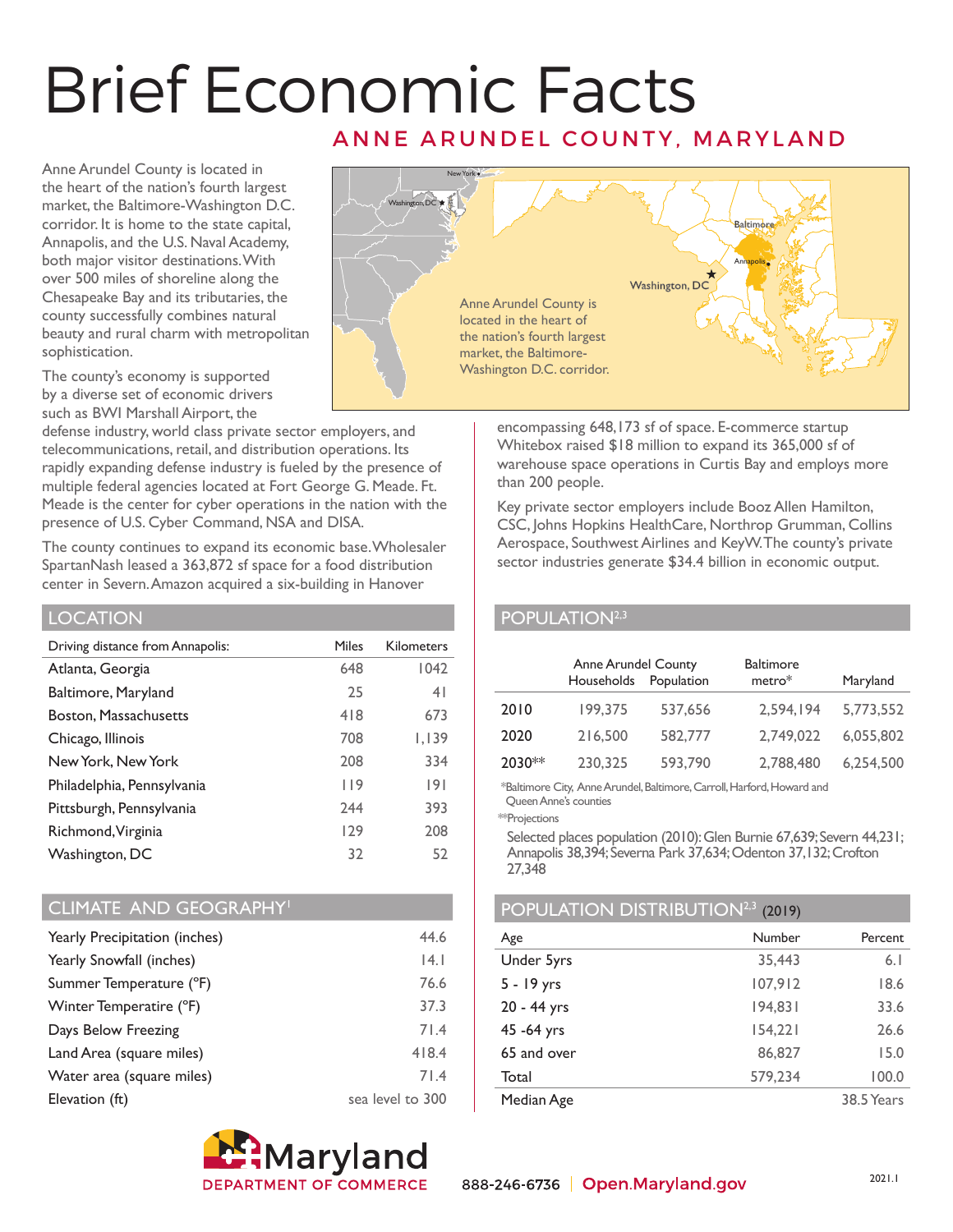# Brief Economic Facts

## ANNE ARUNDEL COUNTY, MARYLAND

Anne Arundel County is located in the heart of the nation's fourth largest market, the Baltimore-Washington D.C. corridor. It is home to the state capital, Annapolis, and the U.S. Naval Academy, both major visitor destinations. With over 500 miles of shoreline along the Chesapeake Bay and its tributaries, the county successfully combines natural beauty and rural charm with metropolitan sophistication.

The county's economy is supported by a diverse set of economic drivers such as BWI Marshall Airport, the defense industry, world class private sector employers, and telecommunications, retail, and distribution operations. Its rapidly expanding defense industry is fueled by the presence of multiple federal agencies located at Fort George G. Meade. Ft. Meade is the center for cyber operations in the nation with the presence of U.S. Cyber Command, NSA and DISA.

The county continues to expand its economic base. Wholesaler SpartanNash leased a 363,872 sf space for a food distribution center in Severn. Amazon acquired a six-building in Hanover encompassing 648,173 sf of space. E-commerce startup Whitebox raised $18 million to expand its 365,000 sf of warehouse space operations in Curtis Bay and employs more than 200 people.

Key private sector employers include Booz Allen Hamilton, CSC, Johns Hopkins HealthCare, Northrop Grumman, Collins Aerospace, Southwest Airlines and KeyW. The county's private sector industries generate $34.4 billion in economic output.

Anne Arundel County is located in the heart of the nation's fourth largest market, the Baltimore-Washington D.C. corridor.

## LOCATION

| Driving distance from Annapolis: | Miles | Kilometers |
|---|---|---|
| Atlanta, Georgia | 648 | 1042 |
| Baltimore, Maryland | 25 | 41 |
| Boston, Massachusetts | 418 | 673 |
| Chicago, Illinois | 708 | 1,139 |
| New York, New York | 208 | 334 |
| Philadelphia, Pennsylvania | 119 | 191 |
| Pittsburgh, Pennsylvania | 244 | 393 |
| Richmond, Virginia | 129 | 208 |
| Washington, DC | 32 | 52 |

## CLIMATE AND GEOGRAPHY[1]

| | |
|---|---|
| Yearly Precipitation (inches) | 44.6 |
| Yearly Snowfall (inches) | 14.1 |
| Summer Temperature (°F) | 76.6 |
| Winter Temperatire (°F) | 37.3 |
| Days Below Freezing | 71.4 |
| Land Area (square miles) | 418.4 |
| Water area (square miles) | 71.4 |
| Elevation (ft) | sea level to 300 |

## POPULATION[2,3]

| | Anne Arundel County | | Baltimore | |
|---|---|---|---|---|
| | Households | Population | metro* | Maryland |
| 2010 | 199,375 | 537,656 | 2,594,194 | 5,773,552 |
| 2020 | 216,500 | 582,777 | 2,749,022 | 6,055,802 |
| 2030** | 230,325 | 593,790 | 2,788,480 | 6,254,500 |

*Baltimore City, Anne Arundel, Baltimore, Carroll, Harford, Howard and Queen Anne's counties

**Projections

Selected places population (2010): Glen Burnie 67,639; Severn 44,231; Annapolis 38,394; Severna Park 37,634; Odenton 37,132; Crofton 27,348

## POPULATION DISTRIBUTION[2,3] (2019)

| Age | Number | Percent |
|---|---|---|
| Under 5yrs | 35,443 | 6.1 |
| 5 - 19 yrs | 107,912 | 18.6 |
| 20 - 44 yrs | 194,831 | 33.6 |
| 45 -64 yrs | 154,221 | 26.6 |
| 65 and over | 86,827 | 15.0 |
| Total | 579,234 | 100.0 |
| Median Age | | 38.5 Years |

Maryland DEPARTMENT OF COMMERCE

888-246-6736 | Open.Maryland.gov

2021.1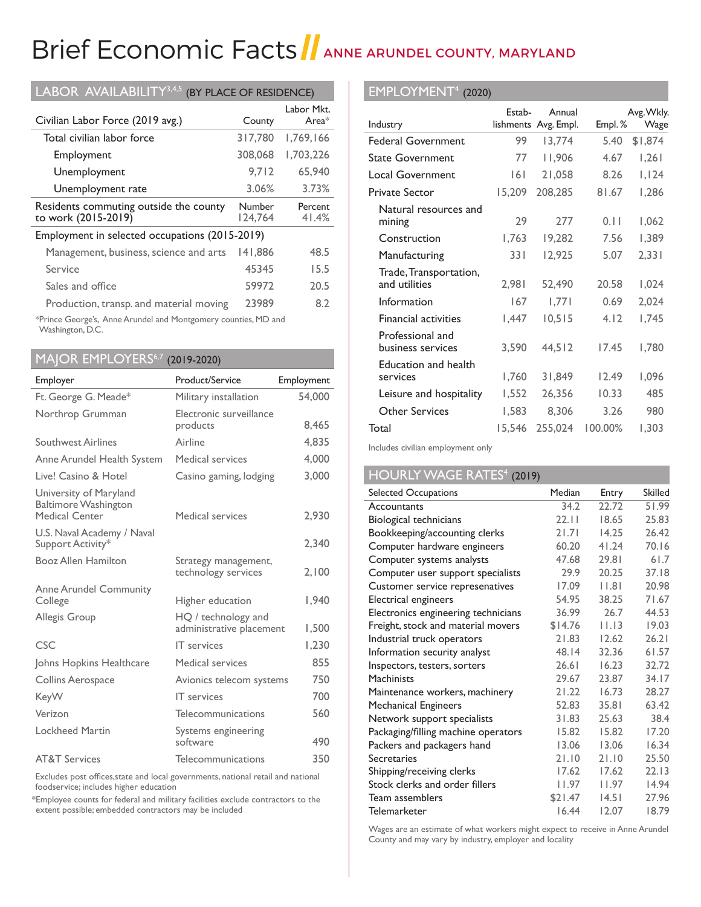# Brief Economic Facts // ANNE ARUNDEL COUNTY, MARYLAND

## LABOR AVAILABILITY[3,4,5] (BY PLACE OF RESIDENCE)

| Civilian Labor Force (2019 avg.) | County | Labor Mkt. Area* |
|---|---|---|
| Total civilian labor force | 317,780 | 1,769,166 |
| Employment | 308,068 | 1,703,226 |
| Unemployment | 9,712 | 65,940 |
| Unemployment rate | 3.06% | 3.73% |

| Residents commuting outside the county to work (2015-2019) | Number | Percent |
|---|---|---|
| | 124,764 | 41.4% |

| Employment in selected occupations (2015-2019) | | |
|---|---|---|
| Management, business, science and arts | 141,886 | 48.5 |
| Service | 45345 | 15.5 |
| Sales and office | 59972 | 20.5 |
| Production, transp. and material moving | 23989 | 8.2 |

*Prince George's, Anne Arundel and Montgomery counties, MD and Washington, D.C.

## MAJOR EMPLOYERS[6,7] (2019-2020)

| Employer | Product/Service | Employment |
|---|---|---|
| Ft. George G. Meade* | Military installation | 54,000 |
| Northrop Grumman | Electronic surveillance products | 8,465 |
| Southwest Airlines | Airline | 4,835 |
| Anne Arundel Health System | Medical services | 4,000 |
| Live! Casino & Hotel | Casino gaming, lodging | 3,000 |
| University of Maryland Baltimore Washington Medical Center | Medical services | 2,930 |
| U.S. Naval Academy / Naval Support Activity* | | 2,340 |
| Booz Allen Hamilton | Strategy management, technology services | 2,100 |
| Anne Arundel Community College | Higher education | 1,940 |
| Allegis Group | HQ / technology and administrative placement | 1,500 |
| CSC | IT services | 1,230 |
| Johns Hopkins Healthcare | Medical services | 855 |
| Collins Aerospace | Avionics telecom systems | 750 |
| KeyW | IT services | 700 |
| Verizon | Telecommunications | 560 |
| Lockheed Martin | Systems engineering software | 490 |
| AT&T Services | Telecommunications | 350 |

Excludes post offices, state and local governments, national retail and national foodservice; includes higher education

*Employee counts for federal and military facilities exclude contractors to the extent possible; embedded contractors may be included

## EMPLOYMENT[4] (2020)

| Industry | Establishments | Annual Avg. Empl. | Empl. % | Avg. Wkly. Wage |
|---|---|---|---|---|
| Federal Government | 99 | 13,774 | 5.40 | $1,874 |
| State Government | 77 | 11,906 | 4.67 | 1,261 |
| Local Government | 161 | 21,058 | 8.26 | 1,124 |
| Private Sector | 15,209 | 208,285 | 81.67 | 1,286 |
| Natural resources and mining | 29 | 277 | 0.11 | 1,062 |
| Construction | 1,763 | 19,282 | 7.56 | 1,389 |
| Manufacturing | 331 | 12,925 | 5.07 | 2,331 |
| Trade, Transportation, and utilities | 2,981 | 52,490 | 20.58 | 1,024 |
| Information | 167 | 1,771 | 0.69 | 2,024 |
| Financial activities | 1,447 | 10,515 | 4.12 | 1,745 |
| Professional and business services | 3,590 | 44,512 | 17.45 | 1,780 |
| Education and health services | 1,760 | 31,849 | 12.49 | 1,096 |
| Leisure and hospitality | 1,552 | 26,356 | 10.33 | 485 |
| Other Services | 1,583 | 8,306 | 3.26 | 980 |
| Total | 15,546 | 255,024 | 100.00% | 1,303 |

Includes civilian employment only

## HOURLY WAGE RATES[4] (2019)

| Selected Occupations | Median | Entry | Skilled |
|---|---|---|---|
| Accountants | 34.2 | 22.72 | 51.99 |
| Biological technicians | 22.11 | 18.65 | 25.83 |
| Bookkeeping/accounting clerks | 21.71 | 14.25 | 26.42 |
| Computer hardware engineers | 60.20 | 41.24 | 70.16 |
| Computer systems analysts | 47.68 | 29.81 | 61.7 |
| Computer user support specialists | 29.9 | 20.25 | 37.18 |
| Customer service represenatives | 17.09 | 11.81 | 20.98 |
| Electrical engineers | 54.95 | 38.25 | 71.67 |
| Electronics engineering technicians | 36.99 | 26.7 | 44.53 |
| Freight, stock and material movers | $14.76 | 11.13 | 19.03 |
| Industrial truck operators | 21.83 | 12.62 | 26.21 |
| Information security analyst | 48.14 | 32.36 | 61.57 |
| Inspectors, testers, sorters | 26.61 | 16.23 | 32.72 |
| Machinists | 29.67 | 23.87 | 34.17 |
| Maintenance workers, machinery | 21.22 | 16.73 | 28.27 |
| Mechanical Engineers | 52.83 | 35.81 | 63.42 |
| Network support specialists | 31.83 | 25.63 | 38.4 |
| Packaging/filling machine operators | 15.82 | 15.82 | 17.20 |
| Packers and packagers hand | 13.06 | 13.06 | 16.34 |
| Secretaries | 21.10 | 21.10 | 25.50 |
| Shipping/receiving clerks | 17.62 | 17.62 | 22.13 |
| Stock clerks and order fillers | 11.97 | 11.97 | 14.94 |
| Team assemblers | $21.47 | 14.51 | 27.96 |
| Telemarketer | 16.44 | 12.07 | 18.79 |

Wages are an estimate of what workers might expect to receive in Anne Arundel County and may vary by industry, employer and locality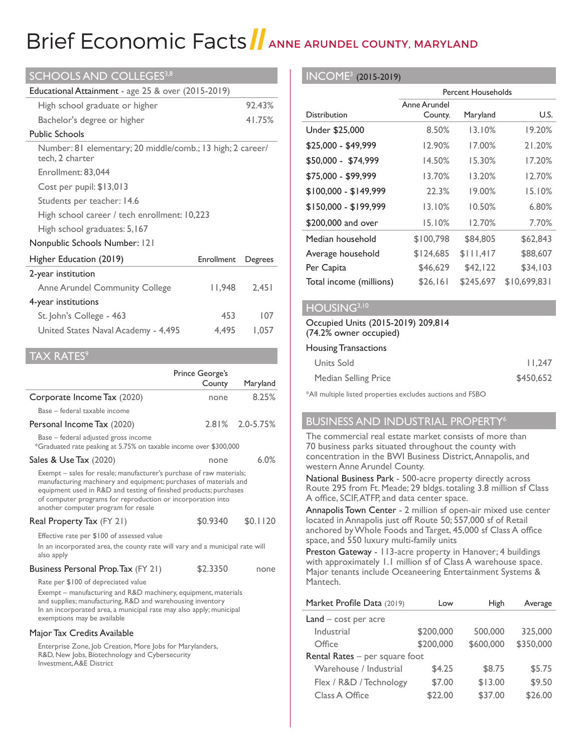# Brief Economic Facts // ANNE ARUNDEL COUNTY, MARYLAND

## SCHOOLS AND COLLEGES[3,8]

| Educational Attainment - age 25 & over (2015-2019) | |
|---|---|
| High school graduate or higher | 92.43% |
| Bachelor's degree or higher | 41.75% |

**Public Schools**

- Number: 81 elementary; 20 middle/comb.; 13 high; 2 career/tech, 2 charter
- Enrollment: 83,044
- Cost per pupil: $13,013
- Students per teacher: 14.6
- High school career / tech enrollment: 10,223
- High school graduates: 5,167

**Nonpublic Schools Number:** 121

| Higher Education (2019) | Enrollment | Degrees |
|---|---|---|
| 2-year institution | | |
| Anne Arundel Community College | 11,948 | 2,451 |
| 4-year institutions | | |
| St. John's College - 463 | 453 | 107 |
| United States Naval Academy - 4,495 | 4,495 | 1,057 |

## TAX RATES[9]

| | Prince George's County | Maryland |
|---|---|---|
| Corporate Income Tax (2020) | none | 8.25% |
| Personal Income Tax (2020) | 2.81% | 2.0-5.75% |
| Sales & Use Tax (2020) | none | 6.0% |
| Real Property Tax (FY 21) | $0.9340 | $0.1120 |
| Business Personal Prop. Tax (FY 21) | $2.3350 | none |

Corporate Income Tax: Base – federal taxable income

Personal Income Tax: Base – federal adjusted gross income
*Graduated rate peaking at 5.75% on taxable income over $300,000

Sales & Use Tax: Exempt – sales for resale; manufacturer's purchase of raw materials; manufacturing machinery and equipment; purchases of materials and equipment used in R&D and testing of finished products; purchases of computer programs for reproduction or incorporation into another computer program for resale

Real Property Tax: Effective rate per $100 of assessed value
In an incorporated area, the county rate will vary and a municipal rate will also apply

Business Personal Prop. Tax: Rate per $100 of depreciated value
Exempt – manufacturing and R&D machinery, equipment, materials and supplies; manufacturing, R&D and warehousing inventory
In an incorporated area, a municipal rate may also apply; municipal exemptions may be available

**Major Tax Credits Available**

Enterprise Zone, Job Creation, More Jobs for Marylanders, R&D, New Jobs, Biotechnology and Cybersecurity Investment, A&E District

## INCOME[3] (2015-2019)

| Distribution | Anne Arundel County. | Maryland | U.S. |
|---|---|---|---|
| | Percent Households | | |
| Under $25,000 | 8.50% | 13.10% | 19.20% |
| $25,000 - $49,999 | 12.90% | 17.00% | 21.20% |
| $50,000 - $74,999 | 14.50% | 15.30% | 17.20% |
| $75,000 - $99,999 | 13.70% | 13.20% | 12.70% |
| $100,000 - $149,999 | 22.3% | 19.00% | 15.10% |
| $150,000 - $199,999 | 13.10% | 10.50% | 6.80% |
| $200,000 and over | 15.10% | 12.70% | 7.70% |
| Median household | $100,798 | $84,805 | $62,843 |
| Average household | $124,685 | $111,417 | $88,607 |
| Per Capita | $46,629 | $42,122 | $34,103 |
| Total income (millions) | $26,161 | $245,697 | $10,699,831 |

## HOUSING[3,10]

Occupied Units (2015-2019) 209,814
(74.2% owner occupied)

| Housing Transactions | |
|---|---|
| Units Sold | 11,247 |
| Median Selling Price | $450,652 |

*All multiple listed properties excludes auctions and FSBO

## BUSINESS AND INDUSTRIAL PROPERTY[6]

The commercial real estate market consists of more than 70 business parks situated throughout the county with concentration in the BWI Business District, Annapolis, and western Anne Arundel County.

National Business Park - 500-acre property directly across Route 295 from Ft. Meade; 29 bldgs. totaling 3.8 million sf Class A office, SCIF, ATFP, and data center space.

Annapolis Town Center - 2 million sf open-air mixed use center located in Annapolis just off Route 50; 557,000 sf of Retail anchored by Whole Foods and Target, 45,000 sf Class A office space, and 550 luxury multi-family units

Preston Gateway - 113-acre property in Hanover; 4 buildings with approximately 1.1 million sf of Class A warehouse space. Major tenants include Oceaneering Entertainment Systems & Mantech.

| Market Profile Data (2019) | Low | High | Average |
|---|---|---|---|
| Land – cost per acre | | | |
| Industrial | $200,000 | 500,000 | 325,000 |
| Office | $200,000 | $600,000 | $350,000 |
| Rental Rates – per square foot | | | |
| Warehouse / Industrial | $4.25 | $8.75 | $5.75 |
| Flex / R&D / Technology | $7.00 | $13.00 | $9.50 |
| Class A Office | $22.00 | $37.00 | $26.00 |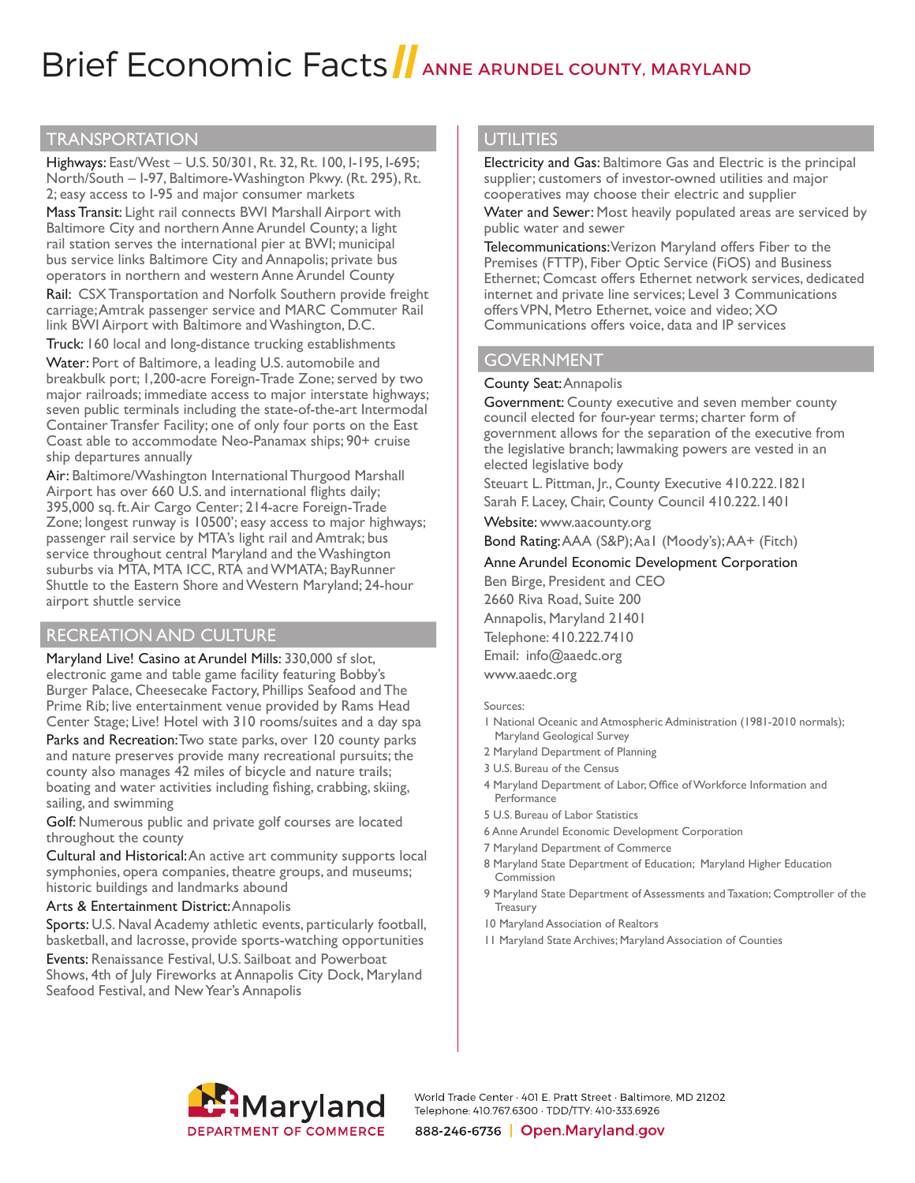# Brief Economic Facts // ANNE ARUNDEL COUNTY, MARYLAND

## TRANSPORTATION

**Highways:** East/West – U.S. 50/301, Rt. 32, Rt. 100, I-195, I-695; North/South – I-97, Baltimore-Washington Pkwy. (Rt. 295), Rt. 2; easy access to I-95 and major consumer markets

**Mass Transit:** Light rail connects BWI Marshall Airport with Baltimore City and northern Anne Arundel County; a light rail station serves the international pier at BWI; municipal bus service links Baltimore City and Annapolis; private bus operators in northern and western Anne Arundel County

**Rail:** CSX Transportation and Norfolk Southern provide freight carriage; Amtrak passenger service and MARC Commuter Rail link BWI Airport with Baltimore and Washington, D.C.

**Truck:** 160 local and long-distance trucking establishments

**Water:** Port of Baltimore, a leading U.S. automobile and breakbulk port; 1,200-acre Foreign-Trade Zone; served by two major railroads; immediate access to major interstate highways; seven public terminals including the state-of-the-art Intermodal Container Transfer Facility; one of only four ports on the East Coast able to accommodate Neo-Panamax ships; 90+ cruise ship departures annually

**Air:** Baltimore/Washington International Thurgood Marshall Airport has over 660 U.S. and international flights daily; 395,000 sq. ft. Air Cargo Center; 214-acre Foreign-Trade Zone; longest runway is 10500'; easy access to major highways; passenger rail service by MTA's light rail and Amtrak; bus service throughout central Maryland and the Washington suburbs via MTA, MTA ICC, RTA and WMATA; BayRunner Shuttle to the Eastern Shore and Western Maryland; 24-hour airport shuttle service

## RECREATION AND CULTURE

**Maryland Live! Casino at Arundel Mills:** 330,000 sf slot, electronic game and table game facility featuring Bobby's Burger Palace, Cheesecake Factory, Phillips Seafood and The Prime Rib; live entertainment venue provided by Rams Head Center Stage; Live! Hotel with 310 rooms/suites and a day spa

**Parks and Recreation:** Two state parks, over 120 county parks and nature preserves provide many recreational pursuits; the county also manages 42 miles of bicycle and nature trails; boating and water activities including fishing, crabbing, skiing, sailing, and swimming

**Golf:** Numerous public and private golf courses are located throughout the county

**Cultural and Historical:** An active art community supports local symphonies, opera companies, theatre groups, and museums; historic buildings and landmarks abound

**Arts & Entertainment District:** Annapolis

**Sports:** U.S. Naval Academy athletic events, particularly football, basketball, and lacrosse, provide sports-watching opportunities

**Events:** Renaissance Festival, U.S. Sailboat and Powerboat Shows, 4th of July Fireworks at Annapolis City Dock, Maryland Seafood Festival, and New Year's Annapolis

## UTILITIES

**Electricity and Gas:** Baltimore Gas and Electric is the principal supplier; customers of investor-owned utilities and major cooperatives may choose their electric and supplier

**Water and Sewer:** Most heavily populated areas are serviced by public water and sewer

**Telecommunications:** Verizon Maryland offers Fiber to the Premises (FTTP), Fiber Optic Service (FiOS) and Business Ethernet; Comcast offers Ethernet network services, dedicated internet and private line services; Level 3 Communications offers VPN, Metro Ethernet, voice and video; XO Communications offers voice, data and IP services

## GOVERNMENT

**County Seat:** Annapolis

**Government:** County executive and seven member county council elected for four-year terms; charter form of government allows for the separation of the executive from the legislative branch; lawmaking powers are vested in an elected legislative body

Steuart L. Pittman, Jr., County Executive 410.222.1821
Sarah F. Lacey, Chair, County Council 410.222.1401

**Website:** www.aacounty.org

**Bond Rating:** AAA (S&P); Aa1 (Moody's); AA+ (Fitch)

**Anne Arundel Economic Development Corporation**
Ben Birge, President and CEO
2660 Riva Road, Suite 200
Annapolis, Maryland 21401
Telephone: 410.222.7410
Email: info@aaedc.org
www.aaedc.org

Sources:

1 National Oceanic and Atmospheric Administration (1981-2010 normals); Maryland Geological Survey
2 Maryland Department of Planning
3 U.S. Bureau of the Census
4 Maryland Department of Labor, Office of Workforce Information and Performance
5 U.S. Bureau of Labor Statistics
6 Anne Arundel Economic Development Corporation
7 Maryland Department of Commerce
8 Maryland State Department of Education; Maryland Higher Education Commission
9 Maryland State Department of Assessments and Taxation; Comptroller of the Treasury
10 Maryland Association of Realtors
11 Maryland State Archives; Maryland Association of Counties

Maryland DEPARTMENT OF COMMERCE

World Trade Center · 401 E. Pratt Street · Baltimore, MD 21202
Telephone: 410.767.6300 · TDD/TTY: 410-333.6926
888-246-6736 | Open.Maryland.gov